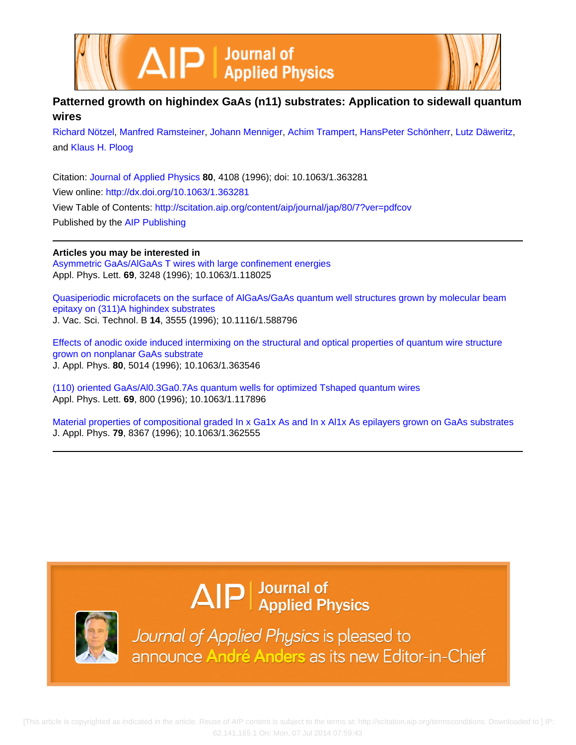# Patterned growth on highindex GaAs (n11) substrates: Application to sidewall quantum wires

Richard Nötzel, Manfred Ramsteiner, Johann Menniger, Achim Trampert, HansPeter Schönherr, Lutz Däweritz, and Klaus H. Ploog

Citation: Journal of Applied Physics **80**, 4108 (1996); doi: 10.1063/1.363281

View online: http://dx.doi.org/10.1063/1.363281

View Table of Contents: http://scitation.aip.org/content/aip/journal/jap/80/7?ver=pdfcov

Published by the AIP Publishing

**Articles you may be interested in**

Asymmetric GaAs/AlGaAs T wires with large confinement energies
Appl. Phys. Lett. **69**, 3248 (1996); 10.1063/1.118025

Quasiperiodic microfacets on the surface of AlGaAs/GaAs quantum well structures grown by molecular beam epitaxy on (311)A highindex substrates
J. Vac. Sci. Technol. B **14**, 3555 (1996); 10.1116/1.588796

Effects of anodic oxide induced intermixing on the structural and optical properties of quantum wire structure grown on nonplanar GaAs substrate
J. Appl. Phys. **80**, 5014 (1996); 10.1063/1.363546

(110) oriented GaAs/Al0.3Ga0.7As quantum wells for optimized Tshaped quantum wires
Appl. Phys. Lett. **69**, 800 (1996); 10.1063/1.117896

Material properties of compositional graded In x Ga1x As and In x Al1x As epilayers grown on GaAs substrates
J. Appl. Phys. **79**, 8367 (1996); 10.1063/1.362555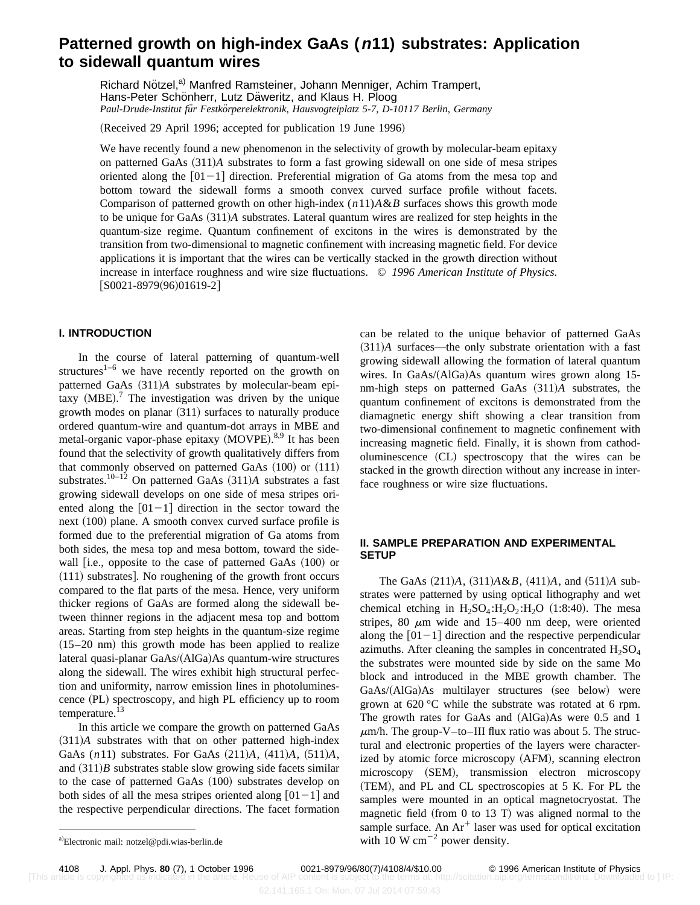# Patterned growth on high-index GaAs (*n*11) substrates: Application to sidewall quantum wires

Richard Nötzel,[a] Manfred Ramsteiner, Johann Menniger, Achim Trampert, Hans-Peter Schönherr, Lutz Däweritz, and Klaus H. Ploog

*Paul-Drude-Institut für Festkörperelektronik, Hausvogteiplatz 5-7, D-10117 Berlin, Germany*

(Received 29 April 1996; accepted for publication 19 June 1996)

We have recently found a new phenomenon in the selectivity of growth by molecular-beam epitaxy on patterned GaAs (311)*A* substrates to form a fast growing sidewall on one side of mesa stripes oriented along the [01−1] direction. Preferential migration of Ga atoms from the mesa top and bottom toward the sidewall forms a smooth convex curved surface profile without facets. Comparison of patterned growth on other high-index (*n*11)*A*&*B* surfaces shows this growth mode to be unique for GaAs (311)*A* substrates. Lateral quantum wires are realized for step heights in the quantum-size regime. Quantum confinement of excitons in the wires is demonstrated by the transition from two-dimensional to magnetic confinement with increasing magnetic field. For device applications it is important that the wires can be vertically stacked in the growth direction without increase in interface roughness and wire size fluctuations. © *1996 American Institute of Physics.* [S0021-8979(96)01619-2]

## I. INTRODUCTION

In the course of lateral patterning of quantum-well structures[1–6] we have recently reported on the growth on patterned GaAs (311)*A* substrates by molecular-beam epitaxy (MBE).[7] The investigation was driven by the unique growth modes on planar (311) surfaces to naturally produce ordered quantum-wire and quantum-dot arrays in MBE and metal-organic vapor-phase epitaxy (MOVPE).[8,9] It has been found that the selectivity of growth qualitatively differs from that commonly observed on patterned GaAs (100) or (111) substrates.[10–12] On patterned GaAs (311)*A* substrates a fast growing sidewall develops on one side of mesa stripes oriented along the [01−1] direction in the sector toward the next (100) plane. A smooth convex curved surface profile is formed due to the preferential migration of Ga atoms from both sides, the mesa top and mesa bottom, toward the sidewall [i.e., opposite to the case of patterned GaAs (100) or (111) substrates]. No roughening of the growth front occurs compared to the flat parts of the mesa. Hence, very uniform thicker regions of GaAs are formed along the sidewall between thinner regions in the adjacent mesa top and bottom areas. Starting from step heights in the quantum-size regime (15–20 nm) this growth mode has been applied to realize lateral quasi-planar GaAs/(AlGa)As quantum-wire structures along the sidewall. The wires exhibit high structural perfection and uniformity, narrow emission lines in photoluminescence (PL) spectroscopy, and high PL efficiency up to room temperature.[13]

In this article we compare the growth on patterned GaAs (311)*A* substrates with that on other patterned high-index GaAs (*n*11) substrates. For GaAs (211)*A*, (411)*A*, (511)*A*, and (311)*B* substrates stable slow growing side facets similar to the case of patterned GaAs (100) substrates develop on both sides of all the mesa stripes oriented along [01−1] and the respective perpendicular directions. The facet formation can be related to the unique behavior of patterned GaAs (311)*A* surfaces—the only substrate orientation with a fast growing sidewall allowing the formation of lateral quantum wires. In GaAs/(AlGa)As quantum wires grown along 15-nm-high steps on patterned GaAs (311)*A* substrates, the quantum confinement of excitons is demonstrated from the diamagnetic energy shift showing a clear transition from two-dimensional confinement to magnetic confinement with increasing magnetic field. Finally, it is shown from cathodoluminescence (CL) spectroscopy that the wires can be stacked in the growth direction without any increase in interface roughness or wire size fluctuations.

## II. SAMPLE PREPARATION AND EXPERIMENTAL SETUP

The GaAs (211)*A*, (311)*A*&*B*, (411)*A*, and (511)*A* substrates were patterned by using optical lithography and wet chemical etching in $H_2SO_4$:$H_2O_2$:$H_2O$ (1:8:40). The mesa stripes, 80 $\mu$m wide and 15–400 nm deep, were oriented along the [01−1] direction and the respective perpendicular azimuths. After cleaning the samples in concentrated $H_2SO_4$ the substrates were mounted side by side on the same Mo block and introduced in the MBE growth chamber. The GaAs/(AlGa)As multilayer structures (see below) were grown at 620 °C while the substrate was rotated at 6 rpm. The growth rates for GaAs and (AlGa)As were 0.5 and 1 $\mu$m/h. The group-V–to–III flux ratio was about 5. The structural and electronic properties of the layers were characterized by atomic force microscopy (AFM), scanning electron microscopy (SEM), transmission electron microscopy (TEM), and PL and CL spectroscopies at 5 K. For PL the samples were mounted in an optical magnetocryostat. The magnetic field (from 0 to 13 T) was aligned normal to the sample surface. An $Ar^+$ laser was used for optical excitation with 10 W $cm^{-2}$ power density.

[a] Electronic mail: notzel@pdi.wias-berlin.de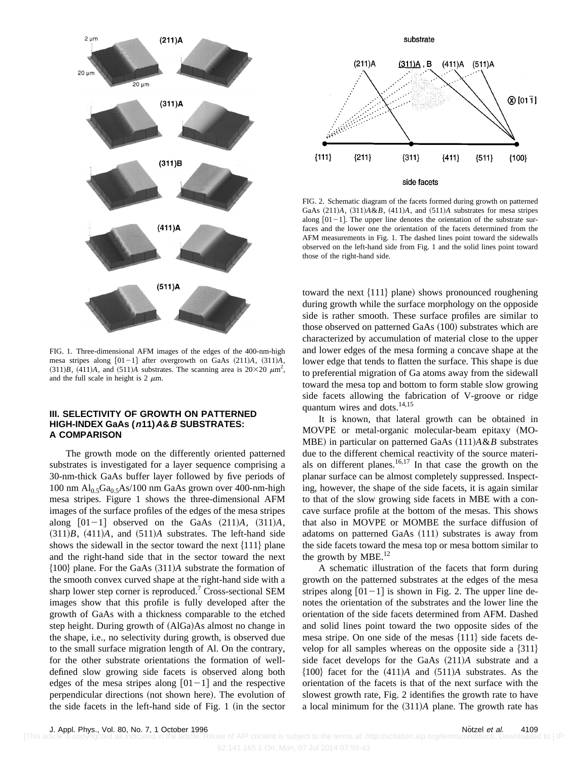FIG. 1. Three-dimensional AFM images of the edges of the 400-nm-high mesa stripes along [01−1] after overgrowth on GaAs (211)*A*, (311)*A*, (311)*B*, (411)*A*, and (511)*A* substrates. The scanning area is 20×20 $\mu m^2$, and the full scale in height is 2 $\mu$m.

FIG. 2. Schematic diagram of the facets formed during growth on patterned GaAs (211)*A*, (311)*A*&*B*, (411)*A*, and (511)*A* substrates for mesa stripes along [01−1]. The upper line denotes the orientation of the substrate surfaces and the lower one the orientation of the facets determined from the AFM measurements in Fig. 1. The dashed lines point toward the sidewalls observed on the left-hand side from Fig. 1 and the solid lines point toward those of the right-hand side.

## III. SELECTIVITY OF GROWTH ON PATTERNED HIGH-INDEX GaAs (*n*11)*A*&*B* SUBSTRATES: A COMPARISON

The growth mode on the differently oriented patterned substrates is investigated for a layer sequence comprising a 30-nm-thick GaAs buffer layer followed by five periods of 100 nm $Al_{0.5}Ga_{0.5}As$/100 nm GaAs grown over 400-nm-high mesa stripes. Figure 1 shows the three-dimensional AFM images of the surface profiles of the edges of the mesa stripes along [01−1] observed on the GaAs (211)*A*, (311)*A*, (311)*B*, (411)*A*, and (511)*A* substrates. The left-hand side shows the sidewall in the sector toward the next {111} plane and the right-hand side that in the sector toward the next {100} plane. For the GaAs (311)*A* substrate the formation of the smooth convex curved shape at the right-hand side with a sharp lower step corner is reproduced.[7] Cross-sectional SEM images show that this profile is fully developed after the growth of GaAs with a thickness comparable to the etched step height. During growth of (AlGa)As almost no change in the shape, i.e., no selectivity during growth, is observed due to the small surface migration length of Al. On the contrary, for the other substrate orientations the formation of well-defined slow growing side facets is observed along both edges of the mesa stripes along [01−1] and the respective perpendicular directions (not shown here). The evolution of the side facets in the left-hand side of Fig. 1 (in the sector toward the next {111} plane) shows pronounced roughening during growth while the surface morphology on the opposite side is rather smooth. These surface profiles are similar to those observed on patterned GaAs (100) substrates which are characterized by accumulation of material close to the upper and lower edges of the mesa forming a concave shape at the lower edge that tends to flatten the surface. This shape is due to preferential migration of Ga atoms away from the sidewall toward the mesa top and bottom to form stable slow growing side facets allowing the fabrication of V-groove or ridge quantum wires and dots.[14,15]

It is known, that lateral growth can be obtained in MOVPE or metal-organic molecular-beam epitaxy (MOMBE) in particular on patterned GaAs (111)*A*&*B* substrates due to the different chemical reactivity of the source materials on different planes.[16,17] In that case the growth on the planar surface can be almost completely suppressed. Inspecting, however, the shape of the side facets, it is again similar to that of the slow growing side facets in MBE with a concave surface profile at the bottom of the mesas. This shows that also in MOVPE or MOMBE the surface diffusion of adatoms on patterned GaAs (111) substrates is away from the side facets toward the mesa top or mesa bottom similar to the growth by MBE.[12]

A schematic illustration of the facets that form during growth on the patterned substrates at the edges of the mesa stripes along [01−1] is shown in Fig. 2. The upper line denotes the orientation of the substrates and the lower line the orientation of the side facets determined from AFM. Dashed and solid lines point toward the two opposite sides of the mesa stripe. On one side of the mesas {111} side facets develop for all samples whereas on the opposite side a {311} side facet develops for the GaAs (211)*A* substrate and a {100} facet for the (411)*A* and (511)*A* substrates. As the orientation of the facets is that of the next surface with the slowest growth rate, Fig. 2 identifies the growth rate to have a local minimum for the (311)*A* plane. The growth rate has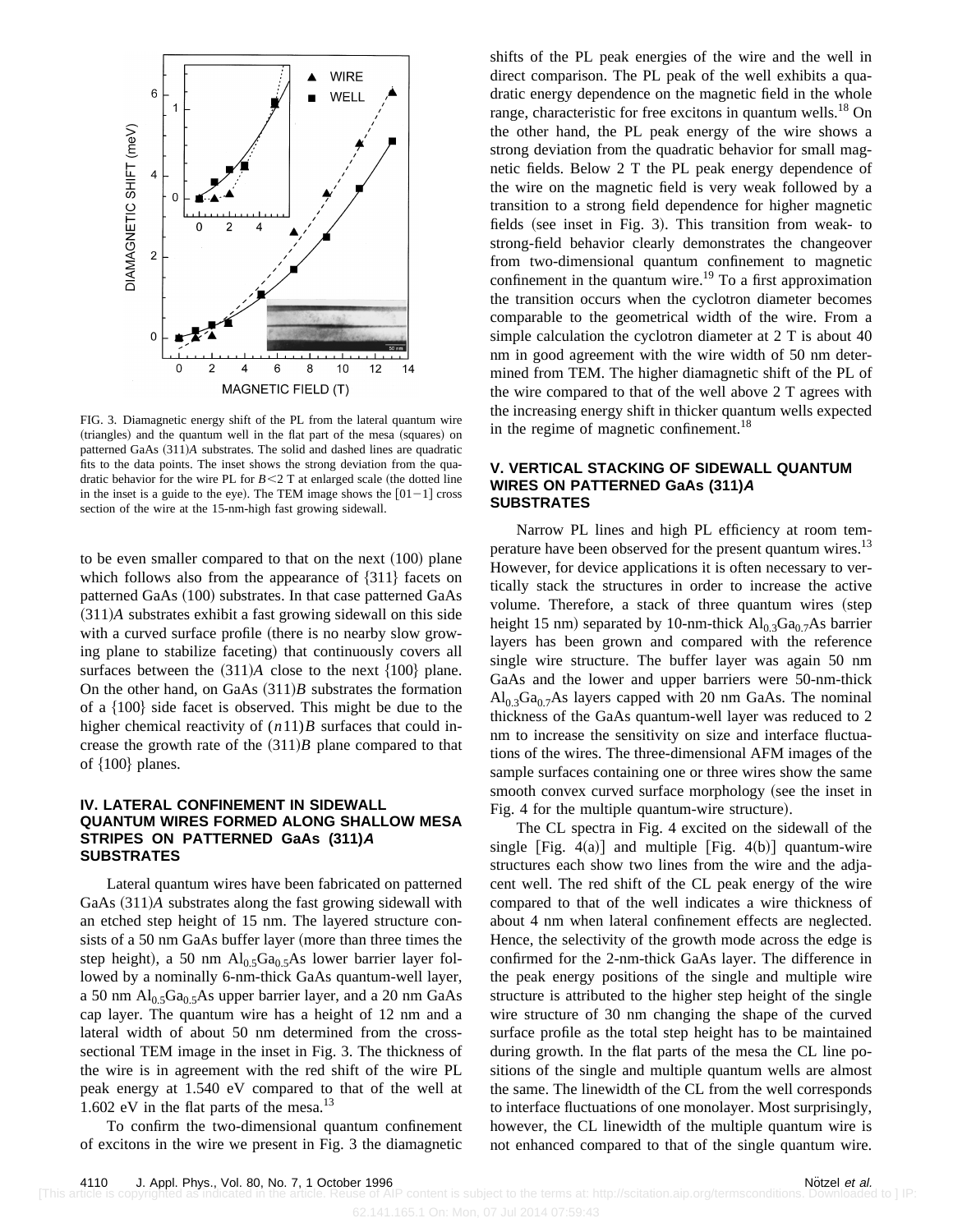FIG. 3. Diamagnetic energy shift of the PL from the lateral quantum wire (triangles) and the quantum well in the flat part of the mesa (squares) on patterned GaAs (311)*A* substrates. The solid and dashed lines are quadratic fits to the data points. The inset shows the strong deviation from the quadratic behavior for the wire PL for $B<2$ T at enlarged scale (the dotted line in the inset is a guide to the eye). The TEM image shows the [01−1] cross section of the wire at the 15-nm-high fast growing sidewall.

to be even smaller compared to that on the next (100) plane which follows also from the appearance of {311} facets on patterned GaAs (100) substrates. In that case patterned GaAs (311)*A* substrates exhibit a fast growing sidewall on this side with a curved surface profile (there is no nearby slow growing plane to stabilize faceting) that continuously covers all surfaces between the (311)*A* close to the next {100} plane. On the other hand, on GaAs (311)*B* substrates the formation of a {100} side facet is observed. This might be due to the higher chemical reactivity of $(n11)B$ surfaces that could increase the growth rate of the (311)*B* plane compared to that of {100} planes.

## IV. LATERAL CONFINEMENT IN SIDEWALL QUANTUM WIRES FORMED ALONG SHALLOW MESA STRIPES ON PATTERNED GaAs (311)*A* SUBSTRATES

Lateral quantum wires have been fabricated on patterned GaAs (311)*A* substrates along the fast growing sidewall with an etched step height of 15 nm. The layered structure consists of a 50 nm GaAs buffer layer (more than three times the step height), a 50 nm $Al_{0.5}Ga_{0.5}As$ lower barrier layer followed by a nominally 6-nm-thick GaAs quantum-well layer, a 50 nm $Al_{0.5}Ga_{0.5}As$ upper barrier layer, and a 20 nm GaAs cap layer. The quantum wire has a height of 12 nm and a lateral width of about 50 nm determined from the cross-sectional TEM image in the inset in Fig. 3. The thickness of the wire is in agreement with the red shift of the wire PL peak energy at 1.540 eV compared to that of the well at 1.602 eV in the flat parts of the mesa.[13]

To confirm the two-dimensional quantum confinement of excitons in the wire we present in Fig. 3 the diamagnetic shifts of the PL peak energies of the wire and the well in direct comparison. The PL peak of the well exhibits a quadratic energy dependence on the magnetic field in the whole range, characteristic for free excitons in quantum wells.[18] On the other hand, the PL peak energy of the wire shows a strong deviation from the quadratic behavior for small magnetic fields. Below 2 T the PL peak energy dependence of the wire on the magnetic field is very weak followed by a transition to a strong field dependence for higher magnetic fields (see inset in Fig. 3). This transition from weak- to strong-field behavior clearly demonstrates the changeover from two-dimensional quantum confinement to magnetic confinement in the quantum wire.[19] To a first approximation the transition occurs when the cyclotron diameter becomes comparable to the geometrical width of the wire. From a simple calculation the cyclotron diameter at 2 T is about 40 nm in good agreement with the wire width of 50 nm determined from TEM. The higher diamagnetic shift of the PL of the wire compared to that of the well above 2 T agrees with the increasing energy shift in thicker quantum wells expected in the regime of magnetic confinement.[18]

## V. VERTICAL STACKING OF SIDEWALL QUANTUM WIRES ON PATTERNED GaAs (311)*A* SUBSTRATES

Narrow PL lines and high PL efficiency at room temperature have been observed for the present quantum wires.[13] However, for device applications it is often necessary to vertically stack the structures in order to increase the active volume. Therefore, a stack of three quantum wires (step height 15 nm) separated by 10-nm-thick $Al_{0.3}Ga_{0.7}As$ barrier layers has been grown and compared with the reference single wire structure. The buffer layer was again 50 nm GaAs and the lower and upper barriers were 50-nm-thick $Al_{0.3}Ga_{0.7}As$ layers capped with 20 nm GaAs. The nominal thickness of the GaAs quantum-well layer was reduced to 2 nm to increase the sensitivity on size and interface fluctuations of the wires. The three-dimensional AFM images of the sample surfaces containing one or three wires show the same smooth convex curved surface morphology (see the inset in Fig. 4 for the multiple quantum-wire structure).

The CL spectra in Fig. 4 excited on the sidewall of the single [Fig. 4(a)] and multiple [Fig. 4(b)] quantum-wire structures each show two lines from the wire and the adjacent well. The red shift of the CL peak energy of the wire compared to that of the well indicates a wire thickness of about 4 nm when lateral confinement effects are neglected. Hence, the selectivity of the growth mode across the edge is confirmed for the 2-nm-thick GaAs layer. The difference in the peak energy positions of the single and multiple wire structure is attributed to the higher step height of the single wire structure of 30 nm changing the shape of the curved surface profile as the total step height has to be maintained during growth. In the flat parts of the mesa the CL line positions of the single and multiple quantum wells are almost the same. The linewidth of the CL from the well corresponds to interface fluctuations of one monolayer. Most surprisingly, however, the CL linewidth of the multiple quantum wire is not enhanced compared to that of the single quantum wire.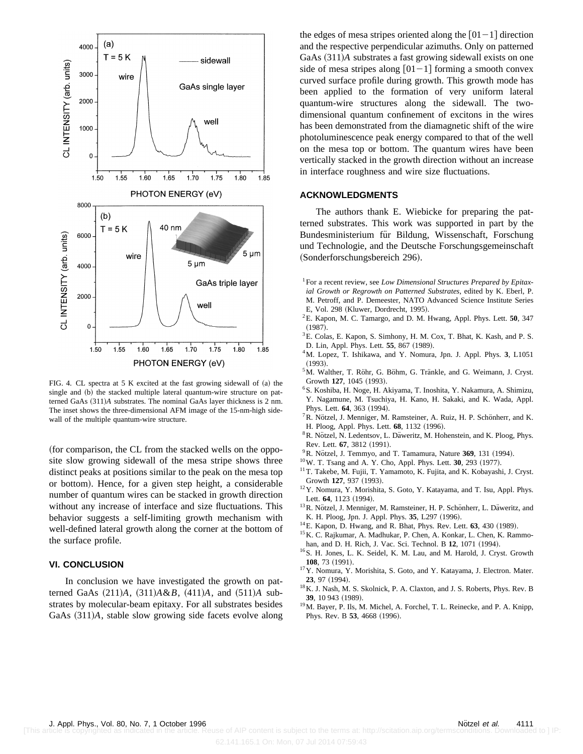(a)
T = 5 K
wire
sidewall
GaAs single layer
well
CL INTENSITY (arb. units)
0
1000
2000
3000
4000
1.50
1.55
1.60
1.65
1.70
1.75
1.80
1.85
PHOTON ENERGY (eV)

(b)
T = 5 K
40 nm
wire
5 μm
5 μm
GaAs triple layer
well
CL INTENSITY (arb. units)
0
2000
4000
6000
8000
1.50
1.55
1.60
1.65
1.70
1.75
1.80
1.85
PHOTON ENERGY (eV)

FIG. 4. CL spectra at 5 K excited at the fast growing sidewall of (a) the single and (b) the stacked multiple lateral quantum-wire structure on patterned GaAs (311)*A* substrates. The nominal GaAs layer thickness is 2 nm. The inset shows the three-dimensional AFM image of the 15-nm-high sidewall of the multiple quantum-wire structure.

(for comparison, the CL from the stacked wells on the opposite slow growing sidewall of the mesa stripe shows three distinct peaks at positions similar to the peak on the mesa top or bottom). Hence, for a given step height, a considerable number of quantum wires can be stacked in growth direction without any increase of interface and size fluctuations. This behavior suggests a self-limiting growth mechanism with well-defined lateral growth along the corner at the bottom of the surface profile.

## VI. CONCLUSION

In conclusion we have investigated the growth on patterned GaAs (211)*A*, (311)*A*&*B*, (411)*A*, and (511)*A* substrates by molecular-beam epitaxy. For all substrates besides GaAs (311)*A*, stable slow growing side facets evolve along the edges of mesa stripes oriented along the [01−1] direction and the respective perpendicular azimuths. Only on patterned GaAs (311)*A* substrates a fast growing sidewall exists on one side of mesa stripes along [01−1] forming a smooth convex curved surface profile during growth. This growth mode has been applied to the formation of very uniform lateral quantum-wire structures along the sidewall. The two-dimensional quantum confinement of excitons in the wires has been demonstrated from the diamagnetic shift of the wire photoluminescence peak energy compared to that of the well on the mesa top or bottom. The quantum wires have been vertically stacked in the growth direction without an increase in interface roughness and wire size fluctuations.

## ACKNOWLEDGMENTS

The authors thank E. Wiebicke for preparing the patterned substrates. This work was supported in part by the Bundesministerium für Bildung, Wissenschaft, Forschung und Technologie, and the Deutsche Forschungsgemeinschaft (Sonderforschungsbereich 296).

[1] For a recent review, see *Low Dimensional Structures Prepared by Epitaxial Growth or Regrowth on Patterned Substrates*, edited by K. Eberl, P. M. Petroff, and P. Demeester, NATO Advanced Science Institute Series E, Vol. 298 (Kluwer, Dordrecht, 1995).
[2] E. Kapon, M. C. Tamargo, and D. M. Hwang, Appl. Phys. Lett. **50**, 347 (1987).
[3] E. Colas, E. Kapon, S. Simhony, H. M. Cox, T. Bhat, K. Kash, and P. S. D. Lin, Appl. Phys. Lett. **55**, 867 (1989).
[4] M. Lopez, T. Ishikawa, and Y. Nomura, Jpn. J. Appl. Phys. **3**, L1051 (1993).
[5] M. Walther, T. Röhr, G. Böhm, G. Tränkle, and G. Weimann, J. Cryst. Growth **127**, 1045 (1993).
[6] S. Koshiba, H. Noge, H. Akiyama, T. Inoshita, Y. Nakamura, A. Shimizu, Y. Nagamune, M. Tsuchiya, H. Kano, H. Sakaki, and K. Wada, Appl. Phys. Lett. **64**, 363 (1994).
[7] R. Nötzel, J. Menniger, M. Ramsteiner, A. Ruiz, H. P. Schönherr, and K. H. Ploog, Appl. Phys. Lett. **68**, 1132 (1996).
[8] R. Nötzel, N. Ledentsov, L. Däweritz, M. Hohenstein, and K. Ploog, Phys. Rev. Lett. **67**, 3812 (1991).
[9] R. Nötzel, J. Temmyo, and T. Tamamura, Nature **369**, 131 (1994).
[10] W. T. Tsang and A. Y. Cho, Appl. Phys. Lett. **30**, 293 (1977).
[11] T. Takebe, M. Fujii, T. Yamamoto, K. Fujita, and K. Kobayashi, J. Cryst. Growth **127**, 937 (1993).
[12] Y. Nomura, Y. Morishita, S. Goto, Y. Katayama, and T. Isu, Appl. Phys. Lett. **64**, 1123 (1994).
[13] R. Nötzel, J. Menniger, M. Ramsteiner, H. P. Schönherr, L. Däweritz, and K. H. Ploog, Jpn. J. Appl. Phys. **35**, L297 (1996).
[14] E. Kapon, D. Hwang, and R. Bhat, Phys. Rev. Lett. **63**, 430 (1989).
[15] K. C. Rajkumar, A. Madhukar, P. Chen, A. Konkar, L. Chen, K. Rammohan, and D. H. Rich, J. Vac. Sci. Technol. B **12**, 1071 (1994).
[16] S. H. Jones, L. K. Seidel, K. M. Lau, and M. Harold, J. Cryst. Growth **108**, 73 (1991).
[17] Y. Nomura, Y. Morishita, S. Goto, and Y. Katayama, J. Electron. Mater. **23**, 97 (1994).
[18] K. J. Nash, M. S. Skolnick, P. A. Claxton, and J. S. Roberts, Phys. Rev. B **39**, 10 943 (1989).
[19] M. Bayer, P. Ils, M. Michel, A. Forchel, T. L. Reinecke, and P. A. Knipp, Phys. Rev. B **53**, 4668 (1996).